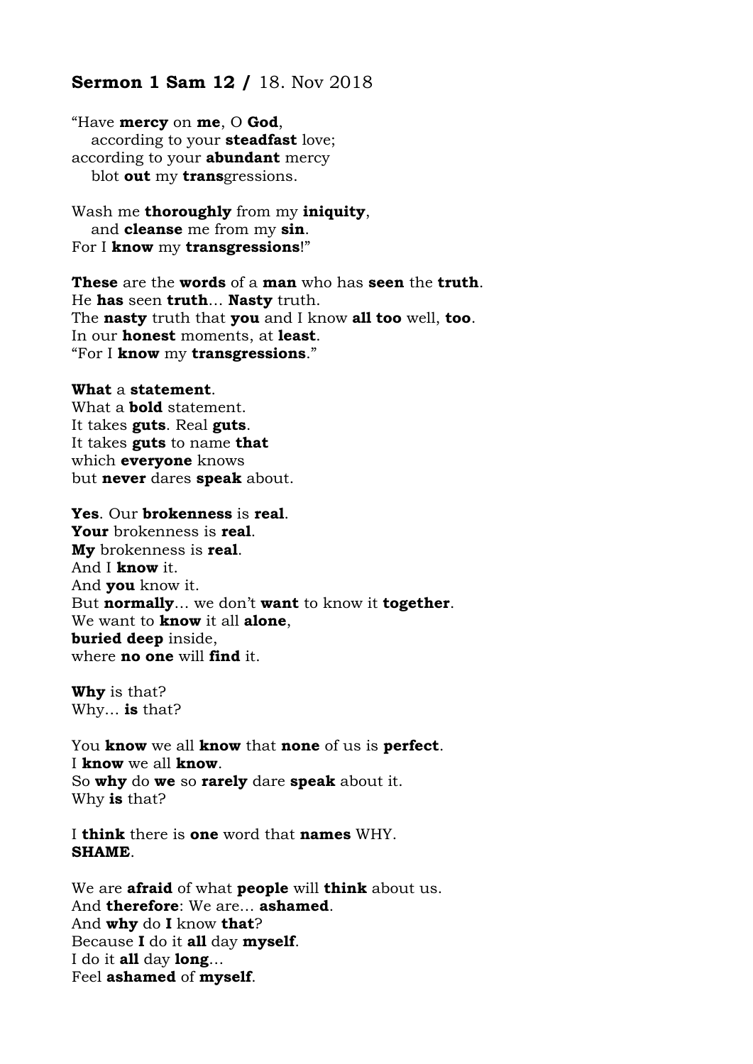## **Sermon 1 Sam 12 /** 18. Nov 2018

"Have **mercy** on **me**, O **God**,
according to your **steadfast** love;
according to your **abundant** mercy
blot **out** my **trans**gressions.

Wash me **thoroughly** from my **iniquity**,
and **cleanse** me from my **sin**.
For I **know** my **transgressions**!"

**These** are the **words** of a **man** who has **seen** the **truth**.
He **has** seen **truth**… **Nasty** truth.
The **nasty** truth that **you** and I know **all too** well, **too**.
In our **honest** moments, at **least**.
"For I **know** my **transgressions**."

**What** a **statement**.
What a **bold** statement.
It takes **guts**. Real **guts**.
It takes **guts** to name **that**
which **everyone** knows
but **never** dares **speak** about.

**Yes**. Our **brokenness** is **real**.
**Your** brokenness is **real**.
**My** brokenness is **real**.
And I **know** it.
And **you** know it.
But **normally**… we don't **want** to know it **together**.
We want to **know** it all **alone**,
**buried deep** inside,
where **no one** will **find** it.

**Why** is that?
Why… **is** that?

You **know** we all **know** that **none** of us is **perfect**.
I **know** we all **know**.
So **why** do **we** so **rarely** dare **speak** about it.
Why **is** that?

I **think** there is **one** word that **names** WHY.
**SHAME**.

We are **afraid** of what **people** will **think** about us.
And **therefore**: We are… **ashamed**.
And **why** do **I** know **that**?
Because **I** do it **all** day **myself**.
I do it **all** day **long**…
Feel **ashamed** of **myself**.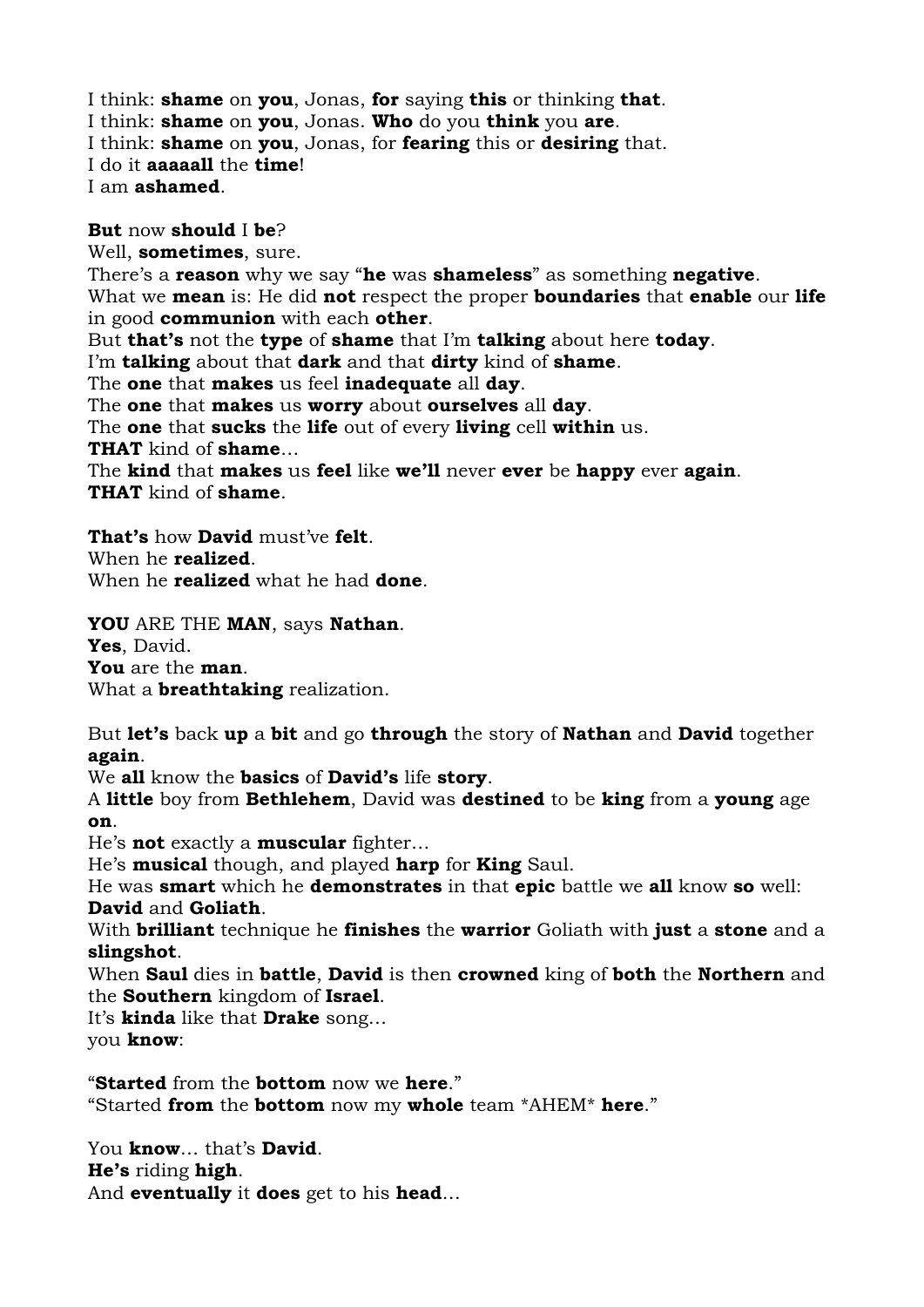I think: **shame** on **you**, Jonas, **for** saying **this** or thinking **that**.
I think: **shame** on **you**, Jonas. **Who** do you **think** you **are**.
I think: **shame** on **you**, Jonas, for **fearing** this or **desiring** that.
I do it **aaaaall** the **time**!
I am **ashamed**.

**But** now **should** I **be**?
Well, **sometimes**, sure.
There's a **reason** why we say "**he** was **shameless**" as something **negative**.
What we **mean** is: He did **not** respect the proper **boundaries** that **enable** our **life** in good **communion** with each **other**.
But **that's** not the **type** of **shame** that I'm **talking** about here **today**.
I'm **talking** about that **dark** and that **dirty** kind of **shame**.
The **one** that **makes** us feel **inadequate** all **day**.
The **one** that **makes** us **worry** about **ourselves** all **day**.
The **one** that **sucks** the **life** out of every **living** cell **within** us.
**THAT** kind of **shame**...
The **kind** that **makes** us **feel** like **we'll** never **ever** be **happy** ever **again**.
**THAT** kind of **shame**.

**That's** how **David** must've **felt**.
When he **realized**.
When he **realized** what he had **done**.

**YOU** ARE THE **MAN**, says **Nathan**.
**Yes**, David.
**You** are the **man**.
What a **breathtaking** realization.

But **let's** back **up** a **bit** and go **through** the story of **Nathan** and **David** together **again**.
We **all** know the **basics** of **David's** life **story**.
A **little** boy from **Bethlehem**, David was **destined** to be **king** from a **young** age **on**.
He's **not** exactly a **muscular** fighter...
He's **musical** though, and played **harp** for **King** Saul.
He was **smart** which he **demonstrates** in that **epic** battle we **all** know **so** well: **David** and **Goliath**.
With **brilliant** technique he **finishes** the **warrior** Goliath with **just** a **stone** and a **slingshot**.
When **Saul** dies in **battle**, **David** is then **crowned** king of **both** the **Northern** and the **Southern** kingdom of **Israel**.
It's **kinda** like that **Drake** song...
you **know**:

"**Started** from the **bottom** now we **here**."
"Started **from** the **bottom** now my **whole** team *AHEM* **here**."

You **know**... that's **David**.
**He's** riding **high**.
And **eventually** it **does** get to his **head**...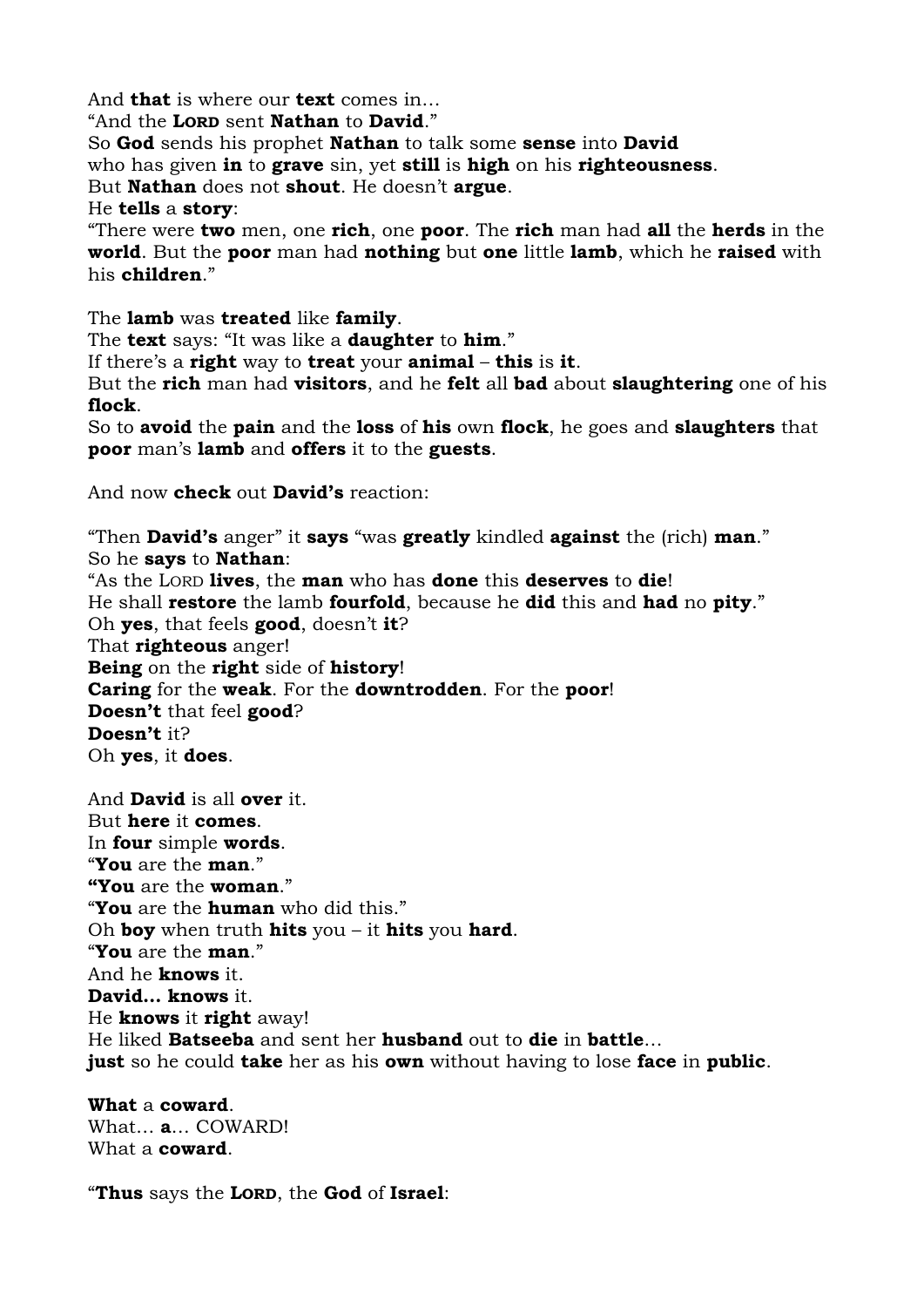And **that** is where our **text** comes in…
"And the **LORD** sent **Nathan** to **David**."
So **God** sends his prophet **Nathan** to talk some **sense** into **David**
who has given **in** to **grave** sin, yet **still** is **high** on his **righteousness**.
But **Nathan** does not **shout**. He doesn't **argue**.
He **tells** a **story**:
"There were **two** men, one **rich**, one **poor**. The **rich** man had **all** the **herds** in the **world**. But the **poor** man had **nothing** but **one** little **lamb**, which he **raised** with his **children**."

The **lamb** was **treated** like **family**.
The **text** says: "It was like a **daughter** to **him**."
If there's a **right** way to **treat** your **animal** – **this** is **it**.
But the **rich** man had **visitors**, and he **felt** all **bad** about **slaughtering** one of his **flock**.
So to **avoid** the **pain** and the **loss** of **his** own **flock**, he goes and **slaughters** that **poor** man's **lamb** and **offers** it to the **guests**.

And now **check** out **David's** reaction:

"Then **David's** anger" it **says** "was **greatly** kindled **against** the (rich) **man**."
So he **says** to **Nathan**:
"As the LORD **lives**, the **man** who has **done** this **deserves** to **die**!
He shall **restore** the lamb **fourfold**, because he **did** this and **had** no **pity**."
Oh **yes**, that feels **good**, doesn't **it**?
That **righteous** anger!
**Being** on the **right** side of **history**!
**Caring** for the **weak**. For the **downtrodden**. For the **poor**!
**Doesn't** that feel **good**?
**Doesn't** it?
Oh **yes**, it **does**.

And **David** is all **over** it.
But **here** it **comes**.
In **four** simple **words**.
"**You** are the **man**."
**"You** are the **woman**."
"**You** are the **human** who did this."
Oh **boy** when truth **hits** you – it **hits** you **hard**.
"**You** are the **man**."
And he **knows** it.
**David… knows** it.
He **knows** it **right** away!
He liked **Batseeba** and sent her **husband** out to **die** in **battle**…
**just** so he could **take** her as his **own** without having to lose **face** in **public**.

**What** a **coward**.
What… **a**… COWARD!
What a **coward**.

"**Thus** says the **LORD**, the **God** of **Israel**: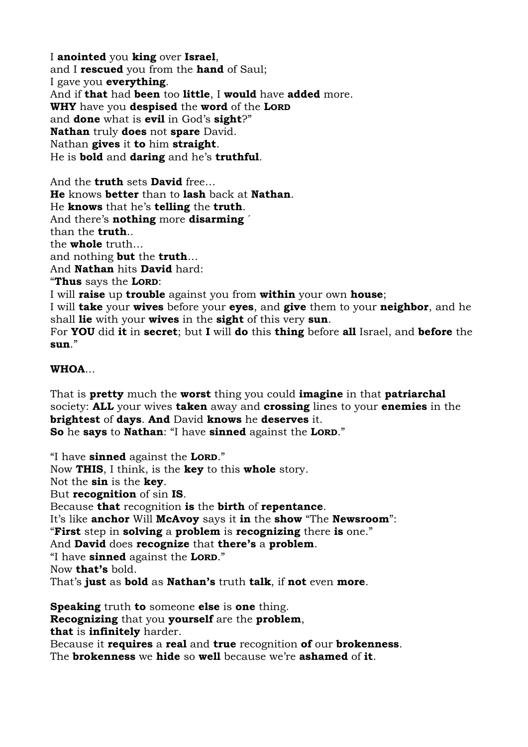I **anointed** you **king** over **Israel**,
and I **rescued** you from the **hand** of Saul;
I gave you **everything**.
And if **that** had **been** too **little**, I **would** have **added** more.
**WHY** have you **despised** the **word** of the **LORD**
and **done** what is **evil** in God's **sight**?"
**Nathan** truly **does** not **spare** David.
Nathan **gives** it **to** him **straight**.
He is **bold** and **daring** and he's **truthful**.

And the **truth** sets **David** free…
**He** knows **better** than to **lash** back at **Nathan**.
He **knows** that he's **telling** the **truth**.
And there's **nothing** more **disarming** ´
than the **truth**..
the **whole** truth…
and nothing **but** the **truth**…
And **Nathan** hits **David** hard:
"**Thus** says the **LORD**:
I will **raise** up **trouble** against you from **within** your own **house**;
I will **take** your **wives** before your **eyes**, and **give** them to your **neighbor**, and he shall **lie** with your **wives** in the **sight** of this very **sun**.
For **YOU** did **it** in **secret**; but **I** will **do** this **thing** before **all** Israel, and **before** the **sun**."

**WHOA**…

That is **pretty** much the **worst** thing you could **imagine** in that **patriarchal** society: **ALL** your wives **taken** away and **crossing** lines to your **enemies** in the **brightest** of **days**. **And** David **knows** he **deserves** it.
**So** he **says** to **Nathan**: "I have **sinned** against the **LORD**."

"I have **sinned** against the **LORD**."
Now **THIS**, I think, is the **key** to this **whole** story.
Not the **sin** is the **key**.
But **recognition** of sin **IS**.
Because **that** recognition **is** the **birth** of **repentance**.
It's like **anchor** Will **McAvoy** says it **in** the **show** "The **Newsroom**":
"**First** step in **solving** a **problem** is **recognizing** there **is** one."
And **David** does **recognize** that **there's** a **problem**.
"I have **sinned** against the **LORD**."
Now **that's** bold.
That's **just** as **bold** as **Nathan's** truth **talk**, if **not** even **more**.

**Speaking** truth **to** someone **else** is **one** thing.
**Recognizing** that you **yourself** are the **problem**,
**that** is **infinitely** harder.
Because it **requires** a **real** and **true** recognition **of** our **brokenness**.
The **brokenness** we **hide** so **well** because we're **ashamed** of **it**.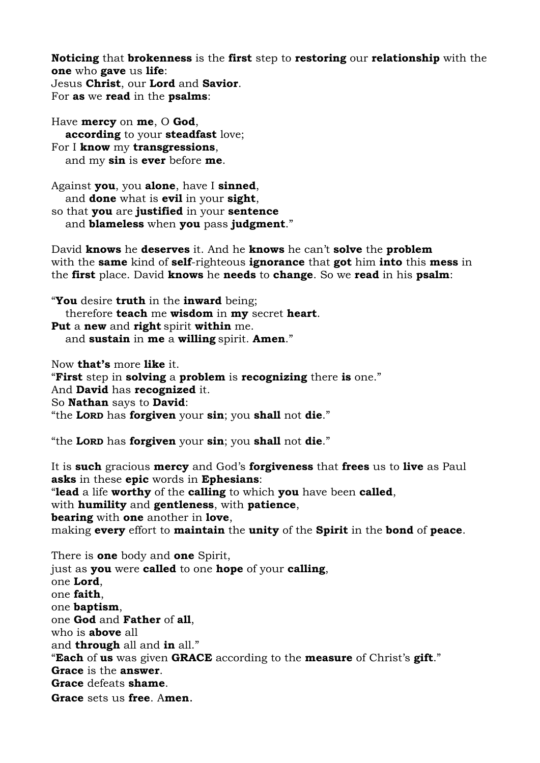**Noticing** that **brokenness** is the **first** step to **restoring** our **relationship** with the **one** who **gave** us **life**:
Jesus **Christ**, our **Lord** and **Savior**.
For **as** we **read** in the **psalms**:

Have **mercy** on **me**, O **God**,
  **according** to your **steadfast** love;
For I **know** my **transgressions**,
  and my **sin** is **ever** before **me**.

Against **you**, you **alone**, have I **sinned**,
  and **done** what is **evil** in your **sight**,
so that **you** are **justified** in your **sentence**
  and **blameless** when **you** pass **judgment**."

David **knows** he **deserves** it. And he **knows** he can't **solve** the **problem** with the **same** kind of **self**-righteous **ignorance** that **got** him **into** this **mess** in the **first** place. David **knows** he **needs** to **change**. So we **read** in his **psalm**:

"**You** desire **truth** in the **inward** being;
  therefore **teach** me **wisdom** in **my** secret **heart**.
**Put** a **new** and **right** spirit **within** me.
  and **sustain** in **me** a **willing** spirit. **Amen**."

Now **that's** more **like** it.
"**First** step in **solving** a **problem** is **recognizing** there **is** one."
And **David** has **recognized** it.
So **Nathan** says to **David**:
"the **LORD** has **forgiven** your **sin**; you **shall** not **die**."

"the **LORD** has **forgiven** your **sin**; you **shall** not **die**."

It is **such** gracious **mercy** and God's **forgiveness** that **frees** us to **live** as Paul **asks** in these **epic** words in **Ephesians**:
"**lead** a life **worthy** of the **calling** to which **you** have been **called**,
with **humility** and **gentleness**, with **patience**,
**bearing** with **one** another in **love**,
making **every** effort to **maintain** the **unity** of the **Spirit** in the **bond** of **peace**.

There is **one** body and **one** Spirit,
just as **you** were **called** to one **hope** of your **calling**,
one **Lord**,
one **faith**,
one **baptism**,
one **God** and **Father** of **all**,
who is **above** all
and **through** all and **in** all."
"**Each** of **us** was given **GRACE** according to the **measure** of Christ's **gift**."
**Grace** is the **answer**.
**Grace** defeats **shame**.
**Grace** sets us **free**. A**men**.